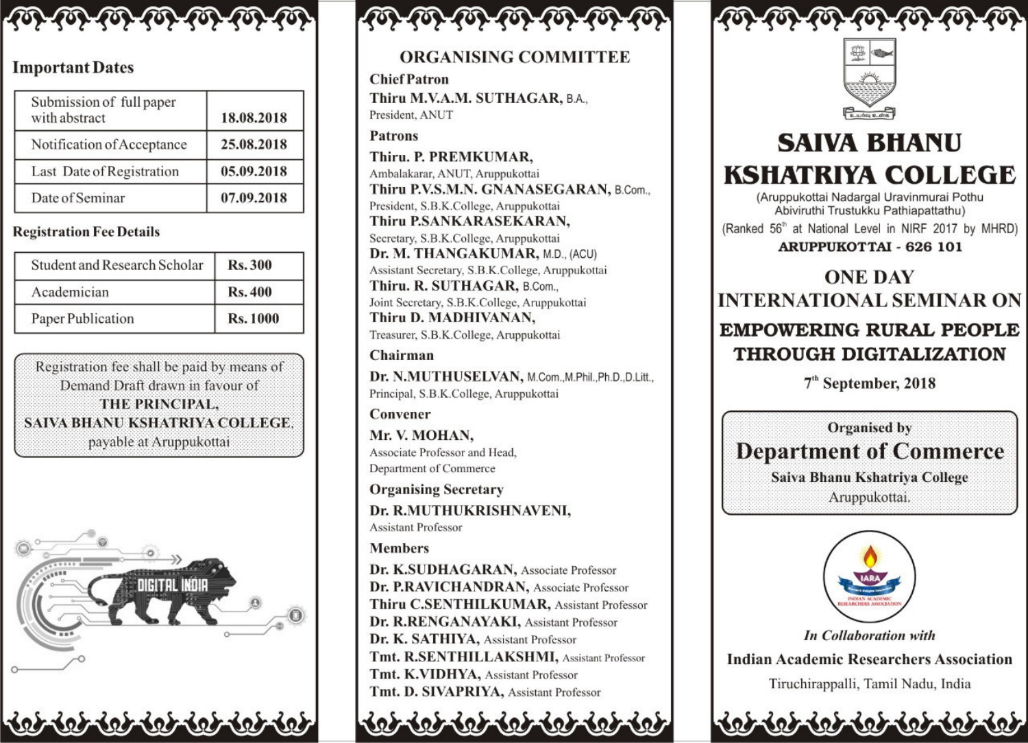## Important Dates

| Event | Date |
|---|---|
| Submission of full paper with abstract | 18.08.2018 |
| Notification of Acceptance | 25.08.2018 |
| Last Date of Registration | 05.09.2018 |
| Date of Seminar | 07.09.2018 |

## Registration Fee Details

| Category | Fee |
|---|---|
| Student and Research Scholar | Rs. 300 |
| Academician | Rs. 400 |
| Paper Publication | Rs. 1000 |

Registration fee shall be paid by means of Demand Draft drawn in favour of **THE PRINCIPAL, SAIVA BHANU KSHATRIYA COLLEGE**, payable at Aruppukottai

DIGITAL INDIA

## ORGANISING COMMITTEE

### Chief Patron

**Thiru M.V.A.M. SUTHAGAR,** B.A.,
President, ANUT

### Patrons

**Thiru. P. PREMKUMAR,**
Ambalakarar, ANUT, Aruppukottai

**Thiru P.V.S.M.N. GNANASEGARAN,** B.Com.,
President, S.B.K.College, Aruppukottai

**Thiru P.SANKARASEKARAN,**
Secretary, S.B.K.College, Aruppukottai

**Dr. M. THANGAKUMAR,** M.D., (ACU)
Assistant Secretary, S.B.K.College, Aruppukottai

**Thiru. R. SUTHAGAR,** B.Com.,
Joint Secretary, S.B.K.College, Aruppukottai

**Thiru D. MADHIVANAN,**
Treasurer, S.B.K.College, Aruppukottai

### Chairman

**Dr. N.MUTHUSELVAN,** M.Com.,M.Phil.,Ph.D.,D.Litt.,
Principal, S.B.K.College, Aruppukottai

### Convener

**Mr. V. MOHAN,**
Associate Professor and Head,
Department of Commerce

### Organising Secretary

**Dr. R.MUTHUKRISHNAVENI,**
Assistant Professor

### Members

- **Dr. K.SUDHAGARAN,** Associate Professor
- **Dr. P.RAVICHANDRAN,** Associate Professor
- **Thiru C.SENTHILKUMAR,** Assistant Professor
- **Dr. R.RENGANAYAKI,** Assistant Professor
- **Dr. K. SATHIYA,** Assistant Professor
- **Tmt. R.SENTHILLAKSHMI,** Assistant Professor
- **Tmt. K.VIDHYA,** Assistant Professor
- **Tmt. D. SIVAPRIYA,** Assistant Professor

# SAIVA BHANU KSHATRIYA COLLEGE

(Aruppukottai Nadargal Uravinmurai Pothu Abiviruthi Trustukku Pathiapattathu)

(Ranked 56th at National Level in NIRF 2017 by MHRD)

**ARUPPUKOTTAI - 626 101**

## ONE DAY INTERNATIONAL SEMINAR ON

## EMPOWERING RURAL PEOPLE THROUGH DIGITALIZATION

**7th September, 2018**

Organised by

**Department of Commerce**

**Saiva Bhanu Kshatriya College**

Aruppukottai.

IARA
INDIAN ACADEMIC RESEARCHERS ASSOCIATION

*In Collaboration with*

**Indian Academic Researchers Association**

Tiruchirappalli, Tamil Nadu, India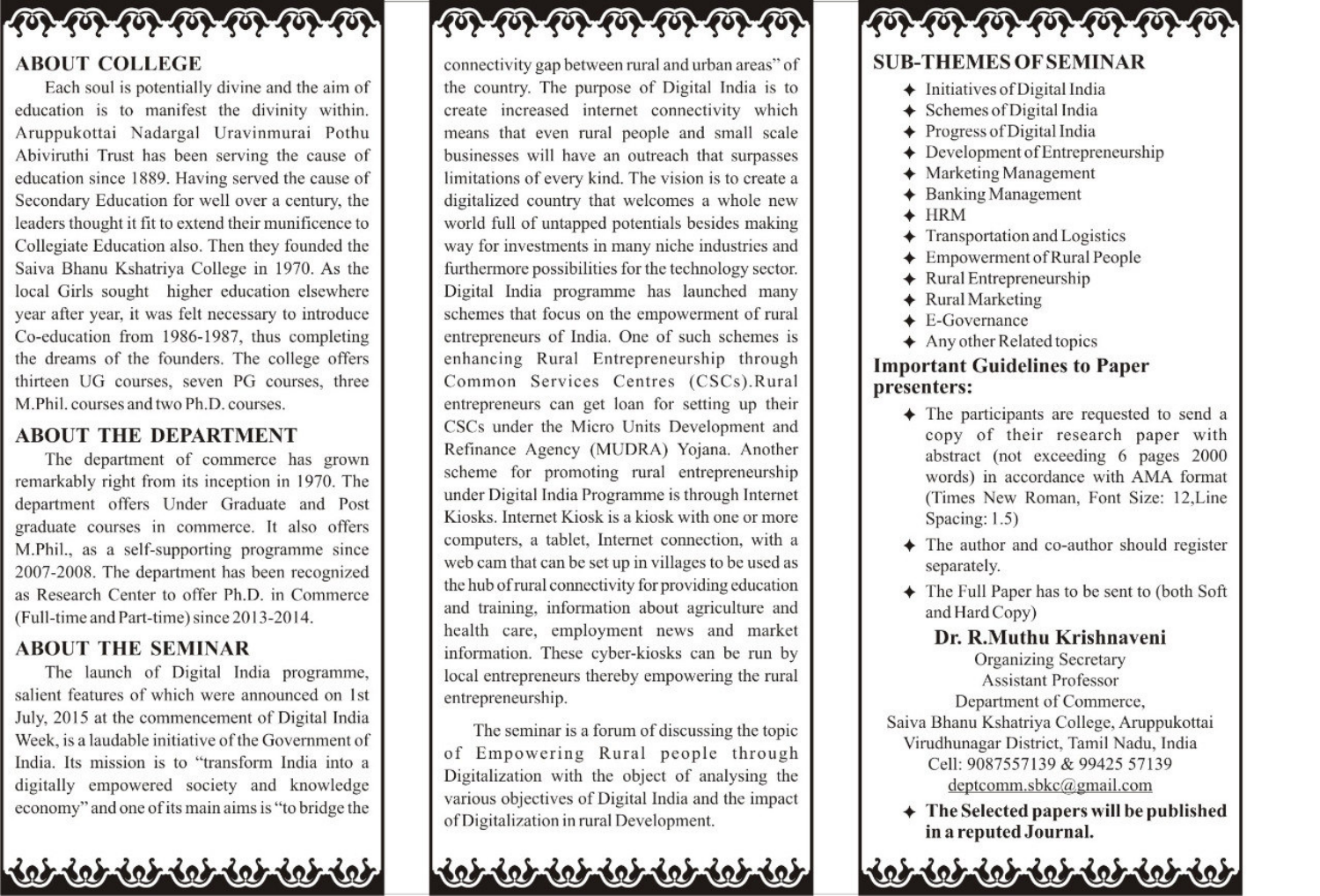## ABOUT COLLEGE

Each soul is potentially divine and the aim of education is to manifest the divinity within. Aruppukottai Nadargal Uravinmurai Pothu Abiviruthi Trust has been serving the cause of education since 1889. Having served the cause of Secondary Education for well over a century, the leaders thought it fit to extend their munificence to Collegiate Education also. Then they founded the Saiva Bhanu Kshatriya College in 1970. As the local Girls sought higher education elsewhere year after year, it was felt necessary to introduce Co-education from 1986-1987, thus completing the dreams of the founders. The college offers thirteen UG courses, seven PG courses, three M.Phil. courses and two Ph.D. courses.

## ABOUT THE DEPARTMENT

The department of commerce has grown remarkably right from its inception in 1970. The department offers Under Graduate and Post graduate courses in commerce. It also offers M.Phil., as a self-supporting programme since 2007-2008. The department has been recognized as Research Center to offer Ph.D. in Commerce (Full-time and Part-time) since 2013-2014.

## ABOUT THE SEMINAR

The launch of Digital India programme, salient features of which were announced on 1st July, 2015 at the commencement of Digital India Week, is a laudable initiative of the Government of India. Its mission is to "transform India into a digitally empowered society and knowledge economy" and one of its main aims is "to bridge the connectivity gap between rural and urban areas" of the country. The purpose of Digital India is to create increased internet connectivity which means that even rural people and small scale businesses will have an outreach that surpasses limitations of every kind. The vision is to create a digitalized country that welcomes a whole new world full of untapped potentials besides making way for investments in many niche industries and furthermore possibilities for the technology sector. Digital India programme has launched many schemes that focus on the empowerment of rural entrepreneurs of India. One of such schemes is enhancing Rural Entrepreneurship through Common Services Centres (CSCs).Rural entrepreneurs can get loan for setting up their CSCs under the Micro Units Development and Refinance Agency (MUDRA) Yojana. Another scheme for promoting rural entrepreneurship under Digital India Programme is through Internet Kiosks. Internet Kiosk is a kiosk with one or more computers, a tablet, Internet connection, with a web cam that can be set up in villages to be used as the hub of rural connectivity for providing education and training, information about agriculture and health care, employment news and market information. These cyber-kiosks can be run by local entrepreneurs thereby empowering the rural entrepreneurship.

The seminar is a forum of discussing the topic of Empowering Rural people through Digitalization with the object of analysing the various objectives of Digital India and the impact of Digitalization in rural Development.

## SUB-THEMES OF SEMINAR

- Initiatives of Digital India
- Schemes of Digital India
- Progress of Digital India
- Development of Entrepreneurship
- Marketing Management
- Banking Management
- HRM
- Transportation and Logistics
- Empowerment of Rural People
- Rural Entrepreneurship
- Rural Marketing
- E-Governance
- Any other Related topics

## Important Guidelines to Paper presenters:

- The participants are requested to send a copy of their research paper with abstract (not exceeding 6 pages 2000 words) in accordance with AMA format (Times New Roman, Font Size: 12,Line Spacing: 1.5)
- The author and co-author should register separately.
- The Full Paper has to be sent to (both Soft and Hard Copy)

**Dr. R.Muthu Krishnaveni**
Organizing Secretary
Assistant Professor
Department of Commerce,
Saiva Bhanu Kshatriya College, Aruppukottai
Virudhunagar District, Tamil Nadu, India
Cell: 9087557139 & 99425 57139
deptcomm.sbkc@gmail.com

- **The Selected papers will be published in a reputed Journal.**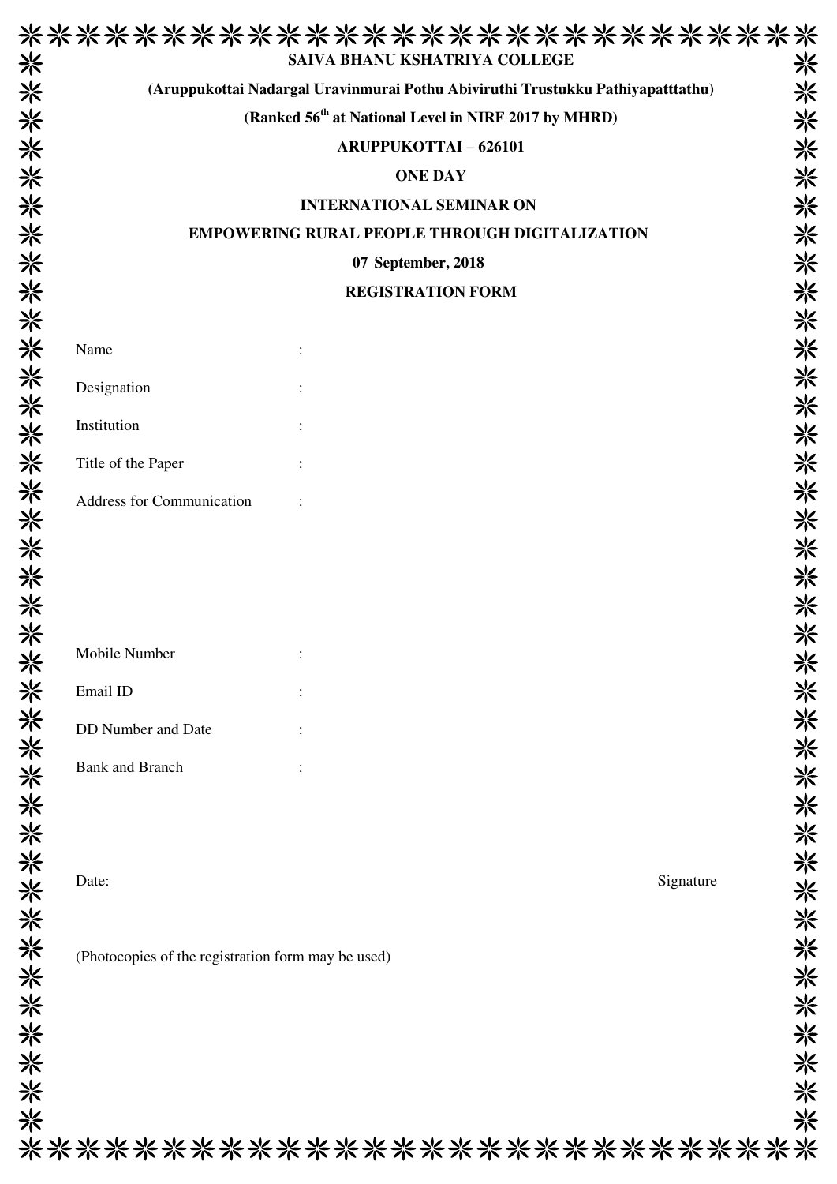**SAIVA BHANU KSHATRIYA COLLEGE**

**(Aruppukottai Nadargal Uravinmurai Pothu Abiviruthi Trustukku Pathiyapatttathu)**

**(Ranked 56th at National Level in NIRF 2017 by MHRD)**

**ARUPPUKOTTAI – 626101**

**ONE DAY**

**INTERNATIONAL SEMINAR ON**

**EMPOWERING RURAL PEOPLE THROUGH DIGITALIZATION**

**07 September, 2018**

**REGISTRATION FORM**

Name :

Designation :

Institution :

Title of the Paper :

Address for Communication :

Mobile Number :

Email ID :

DD Number and Date :

Bank and Branch :

Date: Signature

(Photocopies of the registration form may be used)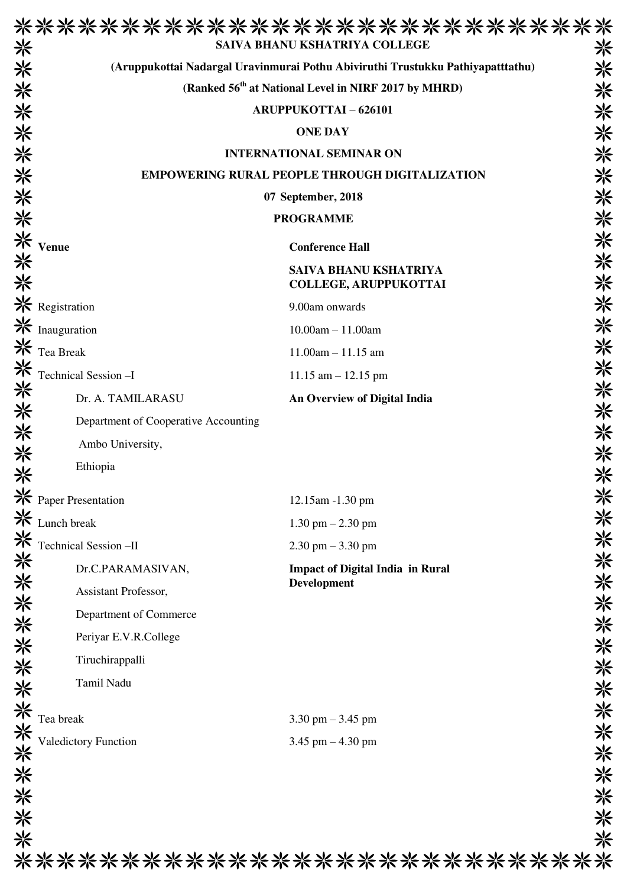**SAIVA BHANU KSHATRIYA COLLEGE**

**(Aruppukottai Nadargal Uravinmurai Pothu Abiviruthi Trustukku Pathiyapatttathu)**

**(Ranked 56th at National Level in NIRF 2017 by MHRD)**

**ARUPPUKOTTAI – 626101**

**ONE DAY**

**INTERNATIONAL SEMINAR ON**

**EMPOWERING RURAL PEOPLE THROUGH DIGITALIZATION**

**07 September, 2018**

**PROGRAMME**

| | |
|---|---|
| **Venue** | **Conference Hall**<br>**SAIVA BHANU KSHATRIYA COLLEGE, ARUPPUKOTTAI** |
| Registration | 9.00am onwards |
| Inauguration | 10.00am – 11.00am |
| Tea Break | 11.00am – 11.15 am |
| Technical Session –I | 11.15 am – 12.15 pm |
| Dr. A. TAMILARASU<br>Department of Cooperative Accounting<br>Ambo University,<br>Ethiopia | **An Overview of Digital India** |
| Paper Presentation | 12.15am -1.30 pm |
| Lunch break | 1.30 pm – 2.30 pm |
| Technical Session –II | 2.30 pm – 3.30 pm |
| Dr.C.PARAMASIVAN,<br>Assistant Professor,<br>Department of Commerce<br>Periyar E.V.R.College<br>Tiruchirappalli<br>Tamil Nadu | **Impact of Digital India in Rural Development** |
| Tea break | 3.30 pm – 3.45 pm |
| Valedictory Function | 3.45 pm – 4.30 pm |